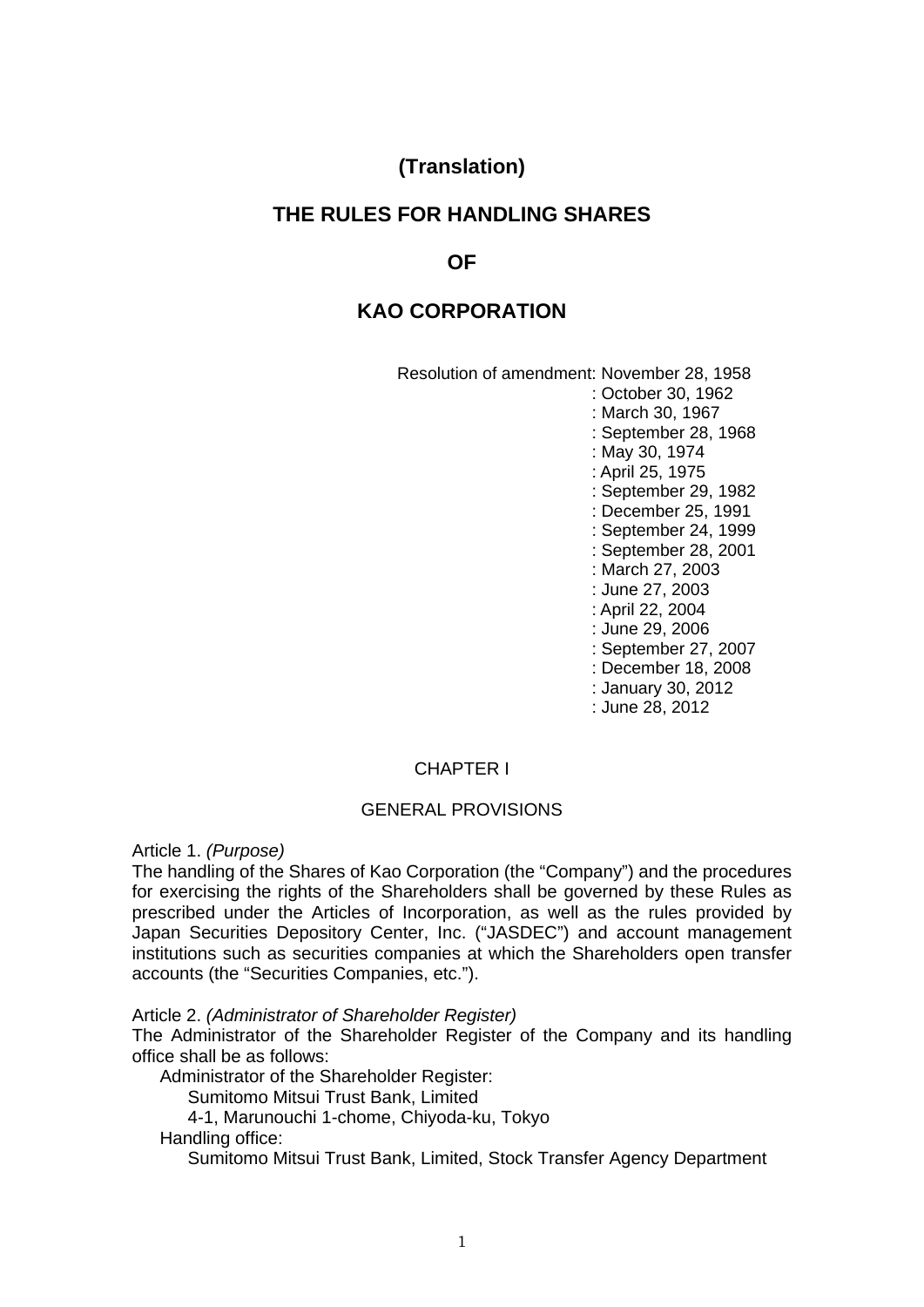**(Translation)**

# THE RULES FOR HANDLING SHARES

# OF

# KAO CORPORATION

Resolution of amendment: November 28, 1958
: October 30, 1962
: March 30, 1967
: September 28, 1968
: May 30, 1974
: April 25, 1975
: September 29, 1982
: December 25, 1991
: September 24, 1999
: September 28, 2001
: March 27, 2003
: June 27, 2003
: April 22, 2004
: June 29, 2006
: September 27, 2007
: December 18, 2008
: January 30, 2012
: June 28, 2012

## CHAPTER I

## GENERAL PROVISIONS

Article 1. *(Purpose)*
The handling of the Shares of Kao Corporation (the "Company") and the procedures for exercising the rights of the Shareholders shall be governed by these Rules as prescribed under the Articles of Incorporation, as well as the rules provided by Japan Securities Depository Center, Inc. ("JASDEC") and account management institutions such as securities companies at which the Shareholders open transfer accounts (the "Securities Companies, etc.").

Article 2. *(Administrator of Shareholder Register)*
The Administrator of the Shareholder Register of the Company and its handling office shall be as follows:

Administrator of the Shareholder Register:
Sumitomo Mitsui Trust Bank, Limited
4-1, Marunouchi 1-chome, Chiyoda-ku, Tokyo

Handling office:
Sumitomo Mitsui Trust Bank, Limited, Stock Transfer Agency Department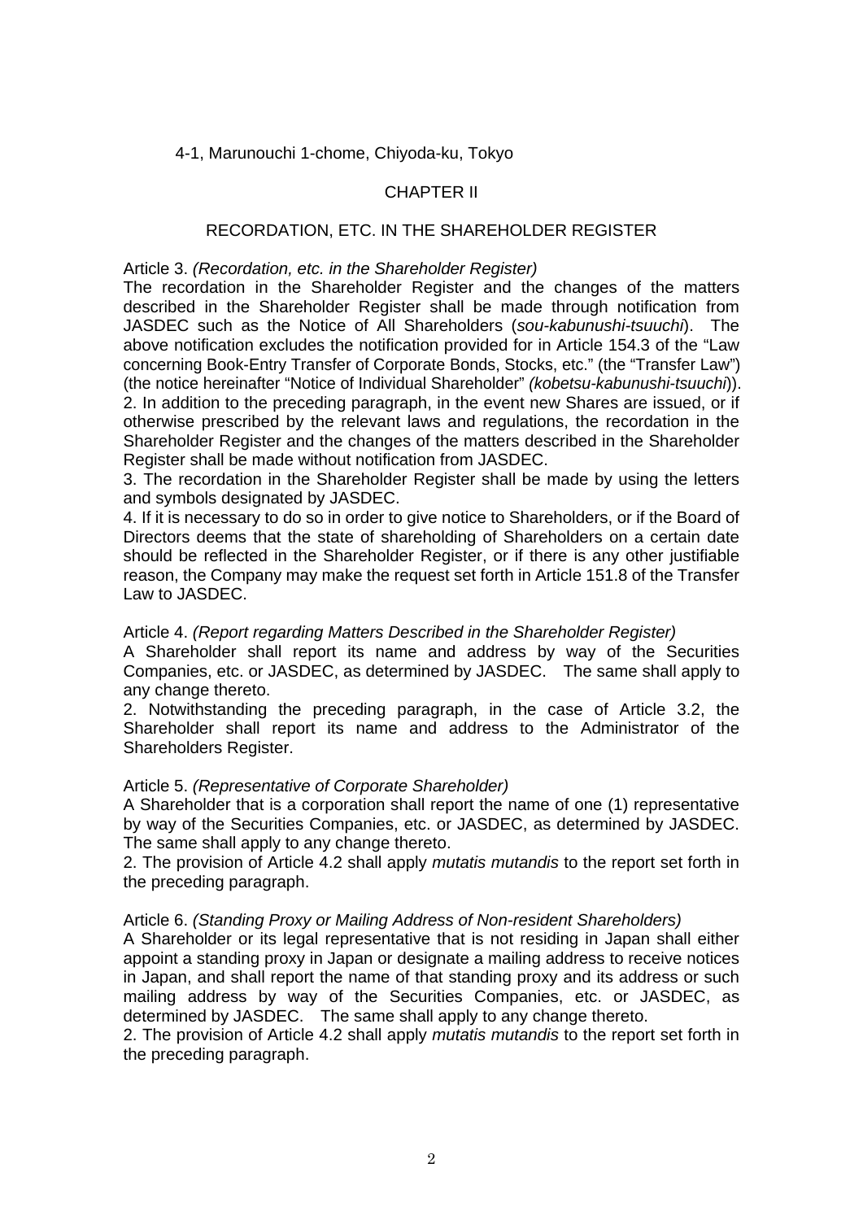4-1, Marunouchi 1-chome, Chiyoda-ku, Tokyo

## CHAPTER II

## RECORDATION, ETC. IN THE SHAREHOLDER REGISTER

Article 3. *(Recordation, etc. in the Shareholder Register)*

The recordation in the Shareholder Register and the changes of the matters described in the Shareholder Register shall be made through notification from JASDEC such as the Notice of All Shareholders (*sou-kabunushi-tsuuchi*). The above notification excludes the notification provided for in Article 154.3 of the "Law concerning Book-Entry Transfer of Corporate Bonds, Stocks, etc." (the "Transfer Law") (the notice hereinafter "Notice of Individual Shareholder" *(kobetsu-kabunushi-tsuuchi)*).

2. In addition to the preceding paragraph, in the event new Shares are issued, or if otherwise prescribed by the relevant laws and regulations, the recordation in the Shareholder Register and the changes of the matters described in the Shareholder Register shall be made without notification from JASDEC.

3. The recordation in the Shareholder Register shall be made by using the letters and symbols designated by JASDEC.

4. If it is necessary to do so in order to give notice to Shareholders, or if the Board of Directors deems that the state of shareholding of Shareholders on a certain date should be reflected in the Shareholder Register, or if there is any other justifiable reason, the Company may make the request set forth in Article 151.8 of the Transfer Law to JASDEC.

Article 4. *(Report regarding Matters Described in the Shareholder Register)*

A Shareholder shall report its name and address by way of the Securities Companies, etc. or JASDEC, as determined by JASDEC. The same shall apply to any change thereto.

2. Notwithstanding the preceding paragraph, in the case of Article 3.2, the Shareholder shall report its name and address to the Administrator of the Shareholders Register.

Article 5. *(Representative of Corporate Shareholder)*

A Shareholder that is a corporation shall report the name of one (1) representative by way of the Securities Companies, etc. or JASDEC, as determined by JASDEC. The same shall apply to any change thereto.

2. The provision of Article 4.2 shall apply *mutatis mutandis* to the report set forth in the preceding paragraph.

Article 6. *(Standing Proxy or Mailing Address of Non-resident Shareholders)*

A Shareholder or its legal representative that is not residing in Japan shall either appoint a standing proxy in Japan or designate a mailing address to receive notices in Japan, and shall report the name of that standing proxy and its address or such mailing address by way of the Securities Companies, etc. or JASDEC, as determined by JASDEC. The same shall apply to any change thereto.

2. The provision of Article 4.2 shall apply *mutatis mutandis* to the report set forth in the preceding paragraph.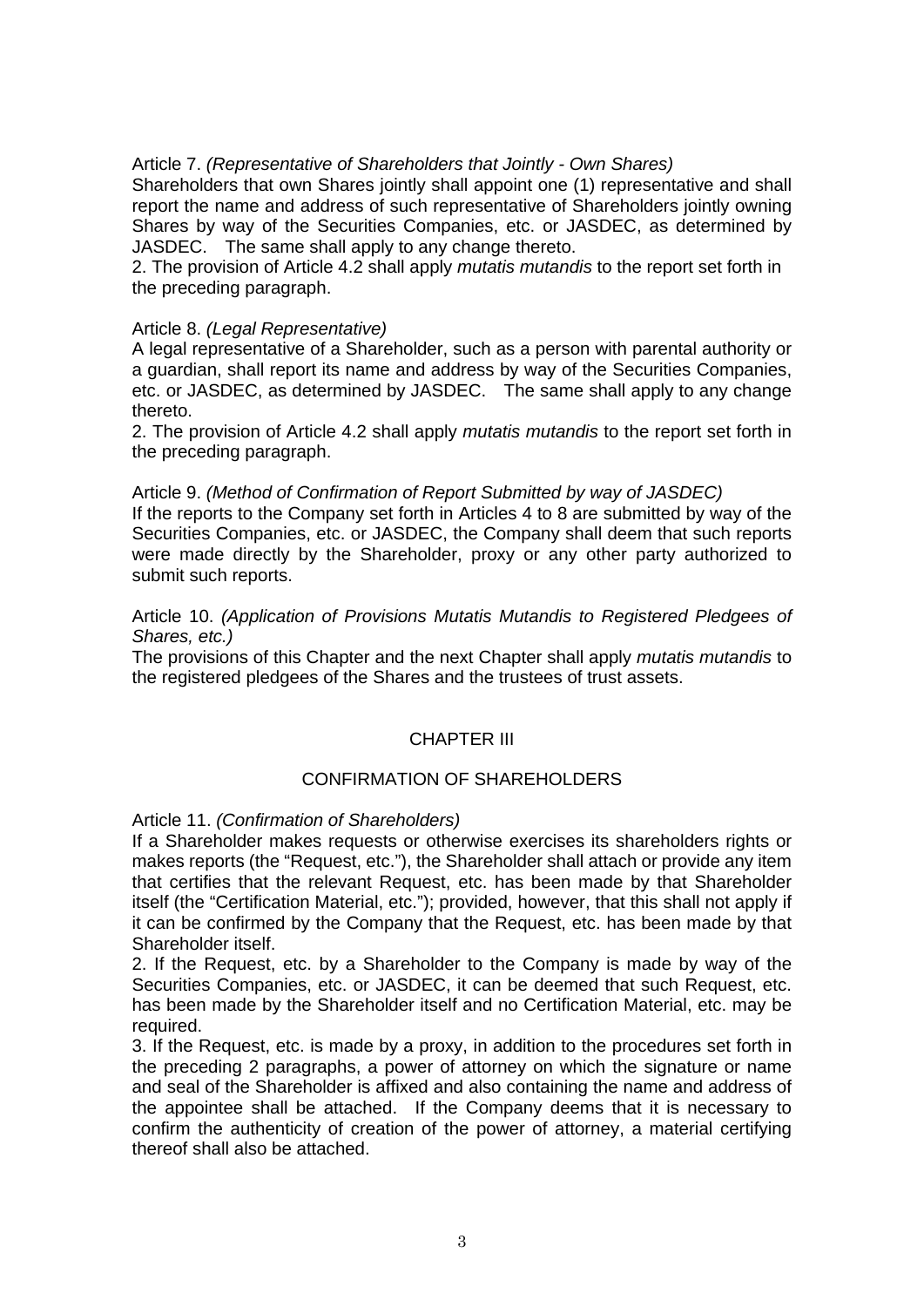Article 7. *(Representative of Shareholders that Jointly - Own Shares)*
Shareholders that own Shares jointly shall appoint one (1) representative and shall report the name and address of such representative of Shareholders jointly owning Shares by way of the Securities Companies, etc. or JASDEC, as determined by JASDEC. The same shall apply to any change thereto.
2. The provision of Article 4.2 shall apply *mutatis mutandis* to the report set forth in the preceding paragraph.

Article 8. *(Legal Representative)*
A legal representative of a Shareholder, such as a person with parental authority or a guardian, shall report its name and address by way of the Securities Companies, etc. or JASDEC, as determined by JASDEC. The same shall apply to any change thereto.
2. The provision of Article 4.2 shall apply *mutatis mutandis* to the report set forth in the preceding paragraph.

Article 9. *(Method of Confirmation of Report Submitted by way of JASDEC)*
If the reports to the Company set forth in Articles 4 to 8 are submitted by way of the Securities Companies, etc. or JASDEC, the Company shall deem that such reports were made directly by the Shareholder, proxy or any other party authorized to submit such reports.

Article 10. *(Application of Provisions Mutatis Mutandis to Registered Pledgees of Shares, etc.)*
The provisions of this Chapter and the next Chapter shall apply *mutatis mutandis* to the registered pledgees of the Shares and the trustees of trust assets.

## CHAPTER III

## CONFIRMATION OF SHAREHOLDERS

Article 11. *(Confirmation of Shareholders)*
If a Shareholder makes requests or otherwise exercises its shareholders rights or makes reports (the "Request, etc."), the Shareholder shall attach or provide any item that certifies that the relevant Request, etc. has been made by that Shareholder itself (the "Certification Material, etc."); provided, however, that this shall not apply if it can be confirmed by the Company that the Request, etc. has been made by that Shareholder itself.
2. If the Request, etc. by a Shareholder to the Company is made by way of the Securities Companies, etc. or JASDEC, it can be deemed that such Request, etc. has been made by the Shareholder itself and no Certification Material, etc. may be required.
3. If the Request, etc. is made by a proxy, in addition to the procedures set forth in the preceding 2 paragraphs, a power of attorney on which the signature or name and seal of the Shareholder is affixed and also containing the name and address of the appointee shall be attached. If the Company deems that it is necessary to confirm the authenticity of creation of the power of attorney, a material certifying thereof shall also be attached.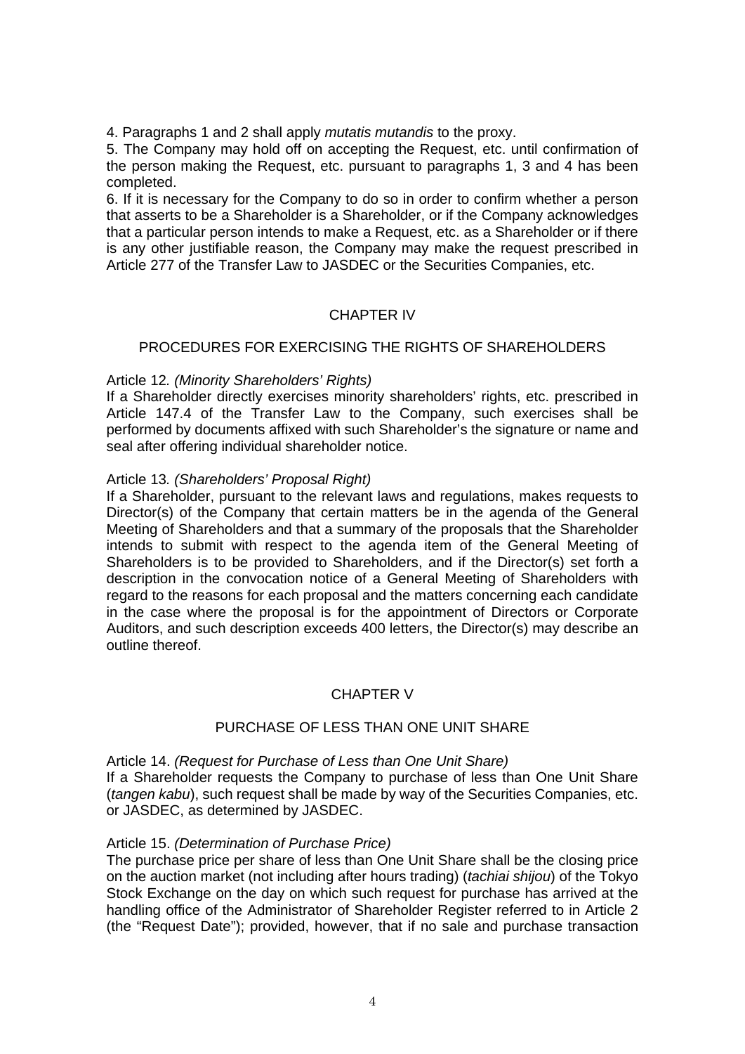4. Paragraphs 1 and 2 shall apply *mutatis mutandis* to the proxy.

5. The Company may hold off on accepting the Request, etc. until confirmation of the person making the Request, etc. pursuant to paragraphs 1, 3 and 4 has been completed.

6. If it is necessary for the Company to do so in order to confirm whether a person that asserts to be a Shareholder is a Shareholder, or if the Company acknowledges that a particular person intends to make a Request, etc. as a Shareholder or if there is any other justifiable reason, the Company may make the request prescribed in Article 277 of the Transfer Law to JASDEC or the Securities Companies, etc.

## CHAPTER IV

## PROCEDURES FOR EXERCISING THE RIGHTS OF SHAREHOLDERS

Article 12. *(Minority Shareholders' Rights)*

If a Shareholder directly exercises minority shareholders' rights, etc. prescribed in Article 147.4 of the Transfer Law to the Company, such exercises shall be performed by documents affixed with such Shareholder's the signature or name and seal after offering individual shareholder notice.

Article 13. *(Shareholders' Proposal Right)*

If a Shareholder, pursuant to the relevant laws and regulations, makes requests to Director(s) of the Company that certain matters be in the agenda of the General Meeting of Shareholders and that a summary of the proposals that the Shareholder intends to submit with respect to the agenda item of the General Meeting of Shareholders is to be provided to Shareholders, and if the Director(s) set forth a description in the convocation notice of a General Meeting of Shareholders with regard to the reasons for each proposal and the matters concerning each candidate in the case where the proposal is for the appointment of Directors or Corporate Auditors, and such description exceeds 400 letters, the Director(s) may describe an outline thereof.

## CHAPTER V

## PURCHASE OF LESS THAN ONE UNIT SHARE

Article 14. *(Request for Purchase of Less than One Unit Share)*

If a Shareholder requests the Company to purchase of less than One Unit Share (*tangen kabu*), such request shall be made by way of the Securities Companies, etc. or JASDEC, as determined by JASDEC.

Article 15. *(Determination of Purchase Price)*

The purchase price per share of less than One Unit Share shall be the closing price on the auction market (not including after hours trading) (*tachiai shijou*) of the Tokyo Stock Exchange on the day on which such request for purchase has arrived at the handling office of the Administrator of Shareholder Register referred to in Article 2 (the "Request Date"); provided, however, that if no sale and purchase transaction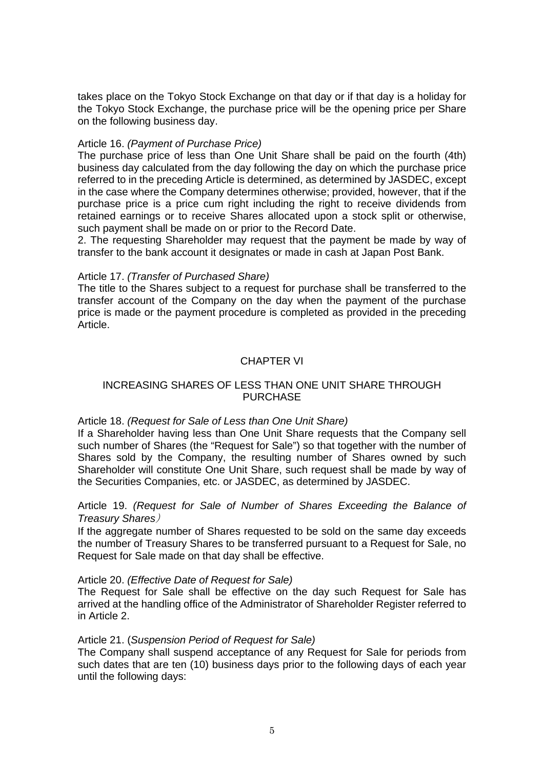takes place on the Tokyo Stock Exchange on that day or if that day is a holiday for the Tokyo Stock Exchange, the purchase price will be the opening price per Share on the following business day.

Article 16. *(Payment of Purchase Price)*
The purchase price of less than One Unit Share shall be paid on the fourth (4th) business day calculated from the day following the day on which the purchase price referred to in the preceding Article is determined, as determined by JASDEC, except in the case where the Company determines otherwise; provided, however, that if the purchase price is a price cum right including the right to receive dividends from retained earnings or to receive Shares allocated upon a stock split or otherwise, such payment shall be made on or prior to the Record Date.
2. The requesting Shareholder may request that the payment be made by way of transfer to the bank account it designates or made in cash at Japan Post Bank.

Article 17. *(Transfer of Purchased Share)*
The title to the Shares subject to a request for purchase shall be transferred to the transfer account of the Company on the day when the payment of the purchase price is made or the payment procedure is completed as provided in the preceding Article.

## CHAPTER VI

## INCREASING SHARES OF LESS THAN ONE UNIT SHARE THROUGH PURCHASE

Article 18. *(Request for Sale of Less than One Unit Share)*
If a Shareholder having less than One Unit Share requests that the Company sell such number of Shares (the "Request for Sale") so that together with the number of Shares sold by the Company, the resulting number of Shares owned by such Shareholder will constitute One Unit Share, such request shall be made by way of the Securities Companies, etc. or JASDEC, as determined by JASDEC.

Article 19. *(Request for Sale of Number of Shares Exceeding the Balance of Treasury Shares)*
If the aggregate number of Shares requested to be sold on the same day exceeds the number of Treasury Shares to be transferred pursuant to a Request for Sale, no Request for Sale made on that day shall be effective.

Article 20. *(Effective Date of Request for Sale)*
The Request for Sale shall be effective on the day such Request for Sale has arrived at the handling office of the Administrator of Shareholder Register referred to in Article 2.

Article 21. (*Suspension Period of Request for Sale)*
The Company shall suspend acceptance of any Request for Sale for periods from such dates that are ten (10) business days prior to the following days of each year until the following days: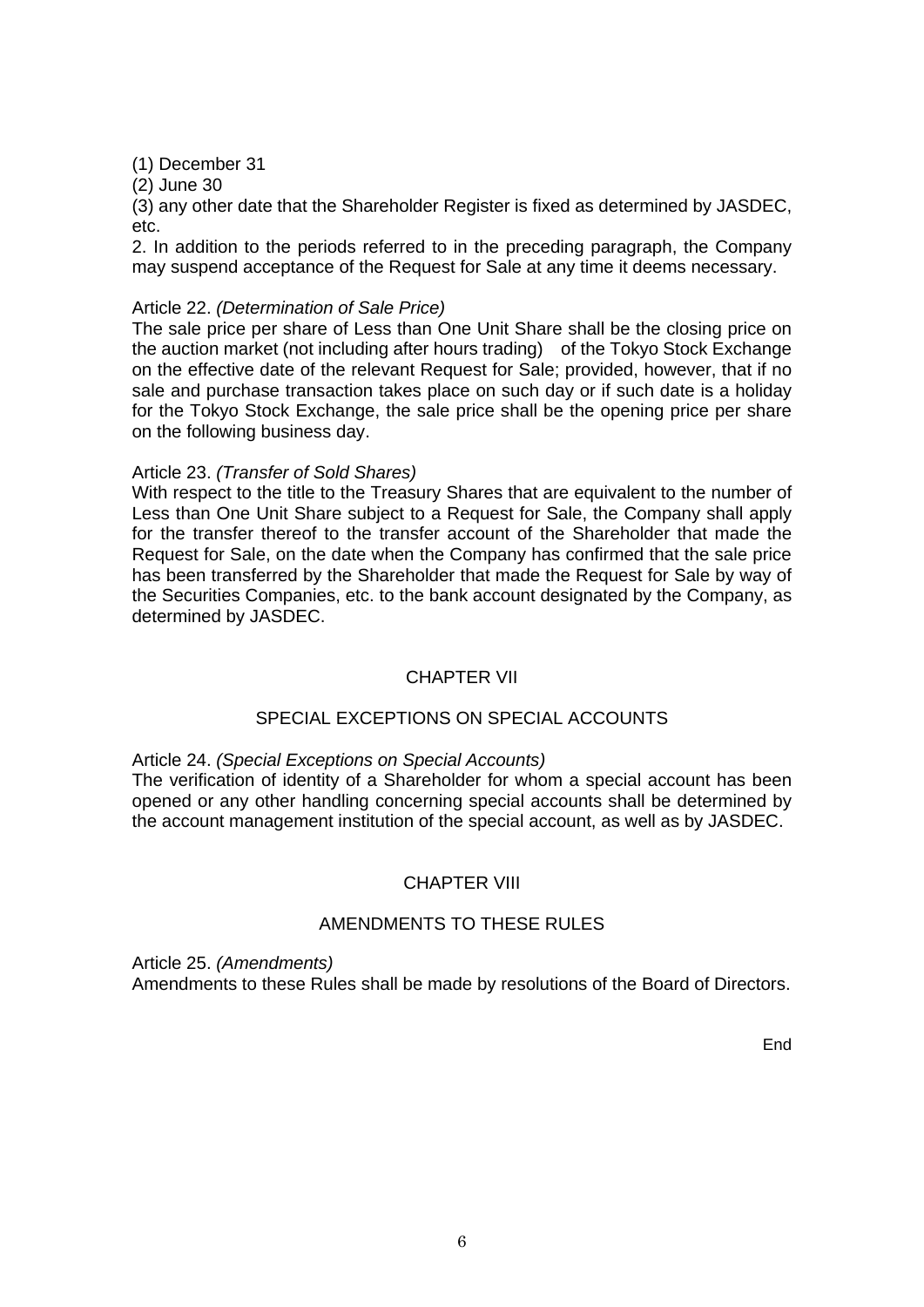(1) December 31

(2) June 30

(3) any other date that the Shareholder Register is fixed as determined by JASDEC, etc.

2. In addition to the periods referred to in the preceding paragraph, the Company may suspend acceptance of the Request for Sale at any time it deems necessary.

Article 22. *(Determination of Sale Price)*
The sale price per share of Less than One Unit Share shall be the closing price on the auction market (not including after hours trading) of the Tokyo Stock Exchange on the effective date of the relevant Request for Sale; provided, however, that if no sale and purchase transaction takes place on such day or if such date is a holiday for the Tokyo Stock Exchange, the sale price shall be the opening price per share on the following business day.

Article 23. *(Transfer of Sold Shares)*
With respect to the title to the Treasury Shares that are equivalent to the number of Less than One Unit Share subject to a Request for Sale, the Company shall apply for the transfer thereof to the transfer account of the Shareholder that made the Request for Sale, on the date when the Company has confirmed that the sale price has been transferred by the Shareholder that made the Request for Sale by way of the Securities Companies, etc. to the bank account designated by the Company, as determined by JASDEC.

## CHAPTER VII

## SPECIAL EXCEPTIONS ON SPECIAL ACCOUNTS

Article 24. *(Special Exceptions on Special Accounts)*
The verification of identity of a Shareholder for whom a special account has been opened or any other handling concerning special accounts shall be determined by the account management institution of the special account, as well as by JASDEC.

## CHAPTER VIII

## AMENDMENTS TO THESE RULES

Article 25. *(Amendments)*
Amendments to these Rules shall be made by resolutions of the Board of Directors.

End